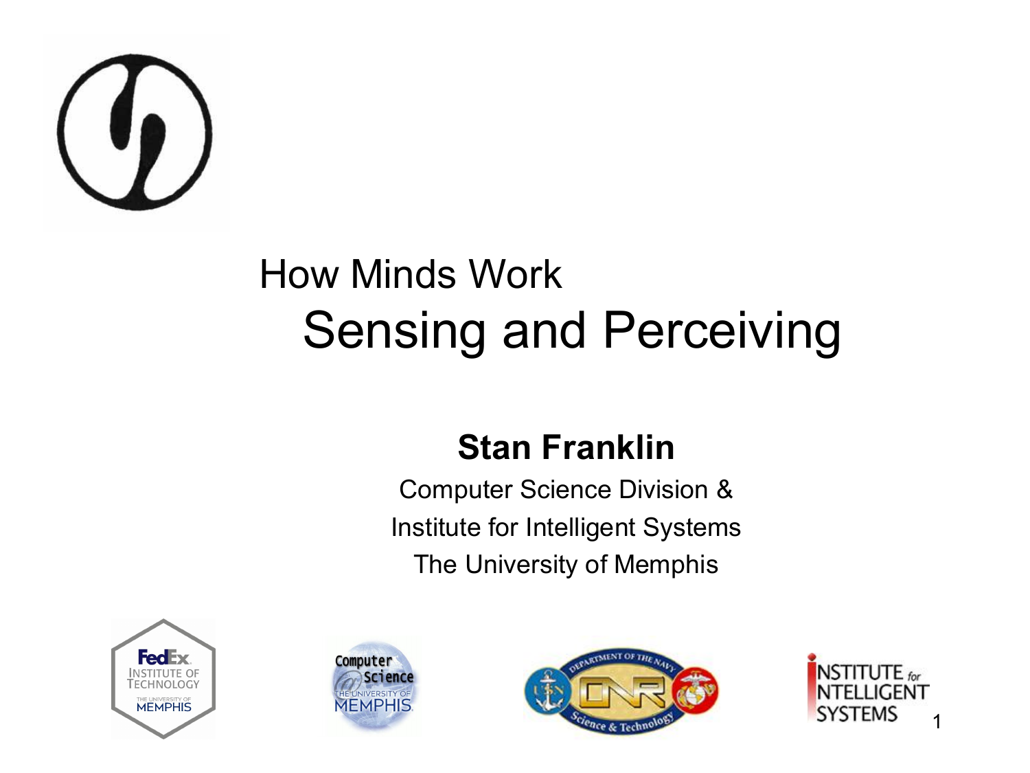# How Minds Work

## Sensing and Perceiving

**Stan Franklin**

Computer Science Division &

Institute for Intelligent Systems

The University of Memphis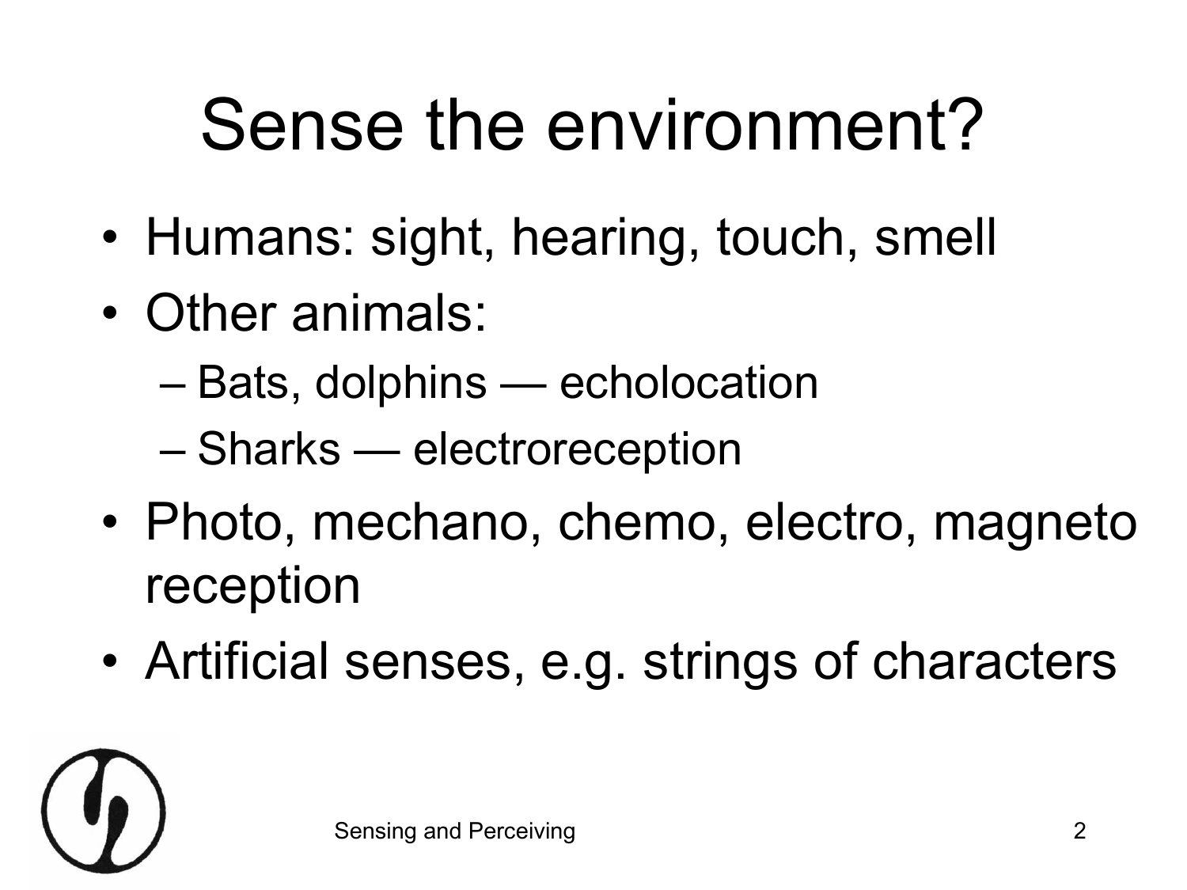# Sense the environment?

- Humans: sight, hearing, touch, smell
- Other animals:
  - Bats, dolphins — echolocation
  - Sharks — electroreception
- Photo, mechano, chemo, electro, magneto reception
- Artificial senses, e.g. strings of characters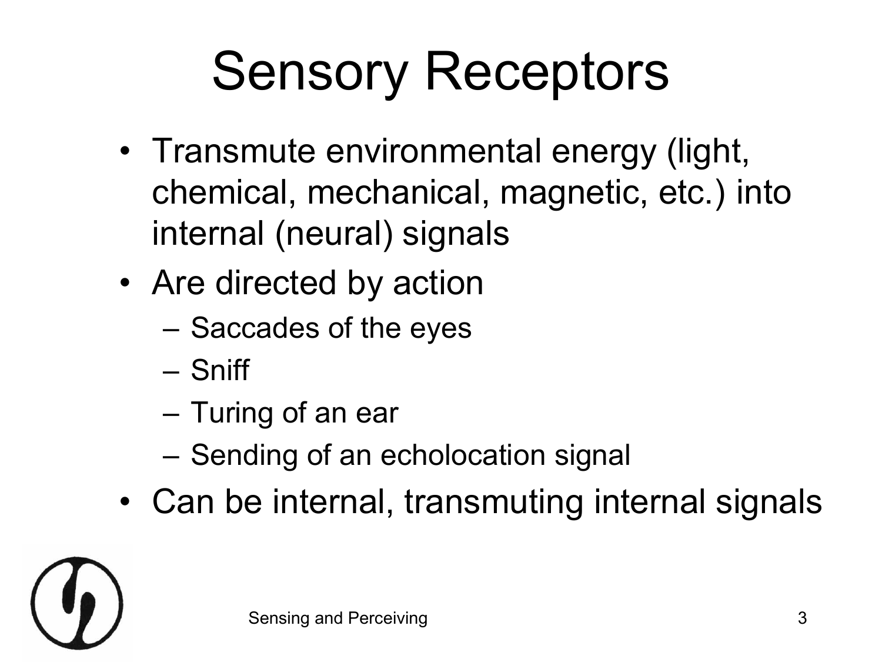# Sensory Receptors

- Transmute environmental energy (light, chemical, mechanical, magnetic, etc.) into internal (neural) signals
- Are directed by action
  - Saccades of the eyes
  - Sniff
  - Turing of an ear
  - Sending of an echolocation signal
- Can be internal, transmuting internal signals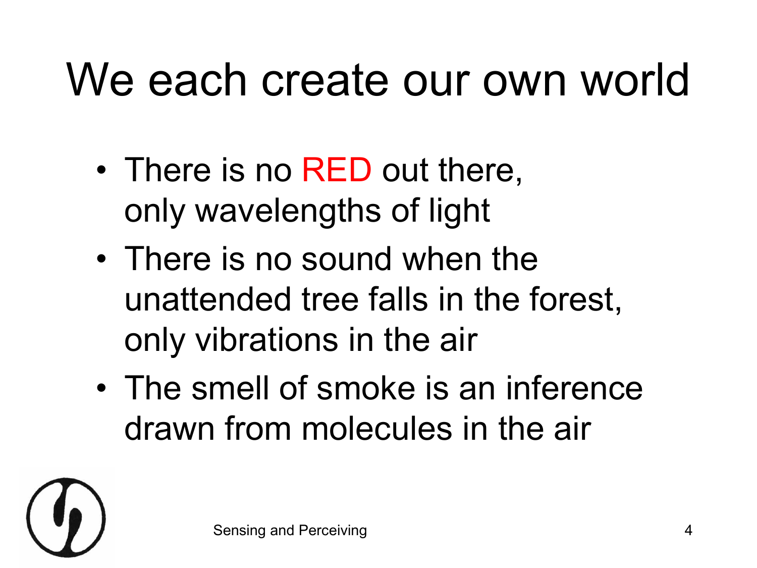# We each create our own world

- There is no RED out there, only wavelengths of light
- There is no sound when the unattended tree falls in the forest, only vibrations in the air
- The smell of smoke is an inference drawn from molecules in the air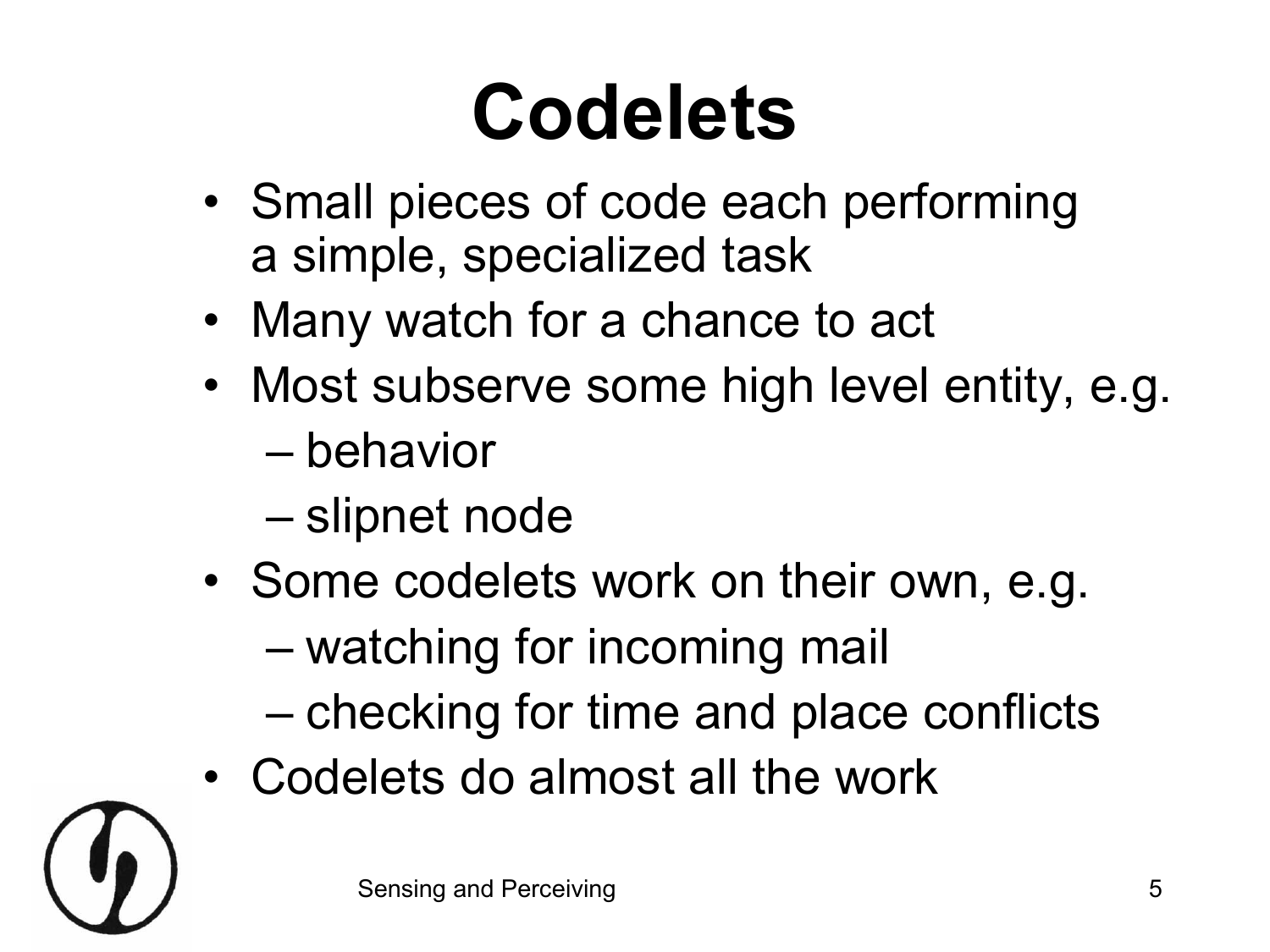# Codelets

- Small pieces of code each performing a simple, specialized task
- Many watch for a chance to act
- Most subserve some high level entity, e.g.
  - behavior
  - slipnet node
- Some codelets work on their own, e.g.
  - watching for incoming mail
  - checking for time and place conflicts
- Codelets do almost all the work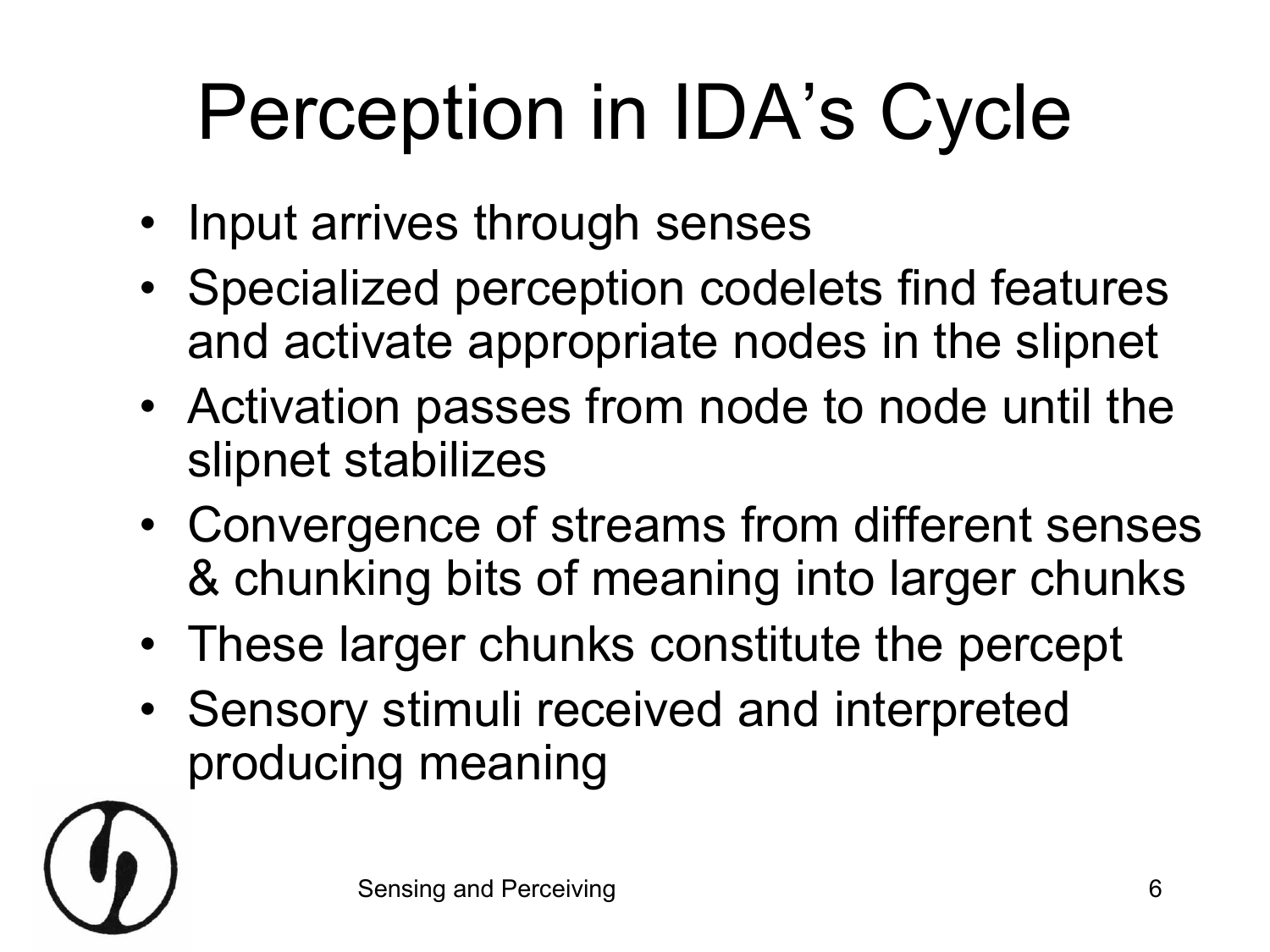# Perception in IDA's Cycle

- Input arrives through senses
- Specialized perception codelets find features and activate appropriate nodes in the slipnet
- Activation passes from node to node until the slipnet stabilizes
- Convergence of streams from different senses & chunking bits of meaning into larger chunks
- These larger chunks constitute the percept
- Sensory stimuli received and interpreted producing meaning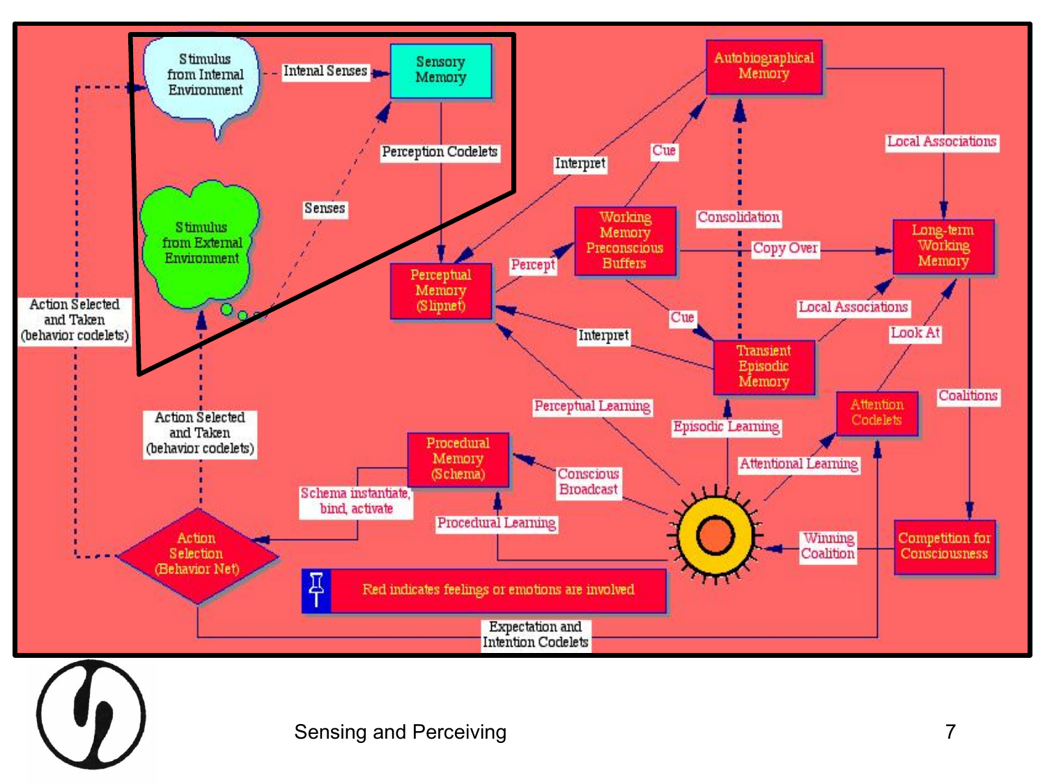Stimulus from Internal Environment

Intenal Senses

Sensory Memory

Perception Codelets

Senses

Stimulus from External Environment

Action Selected and Taken (behavior codelets)

Perceptual Memory (Slipnet)

Autobiographical Memory

Interpret

Cue

Local Associations

Working Memory Preconscious Buffers

Consolidation

Percept

Copy Over

Long-term Working Memory

Cue

Local Associations

Interpret

Transient Episodic Memory

Look At

Perceptual Learning

Episodic Learning

Attention Codelets

Coalitions

Action Selected and Taken (behavior codelets)

Procedural Memory (Schema)

Conscious Broadcast

Attentional Learning

Schema instantiate, bind, activate

Procedural Learning

Winning Coalition

Competition for Consciousness

Action Selection (Behavior Net)

Red indicates feelings or emotions are involved

Expectation and Intention Codelets

Sensing and Perceiving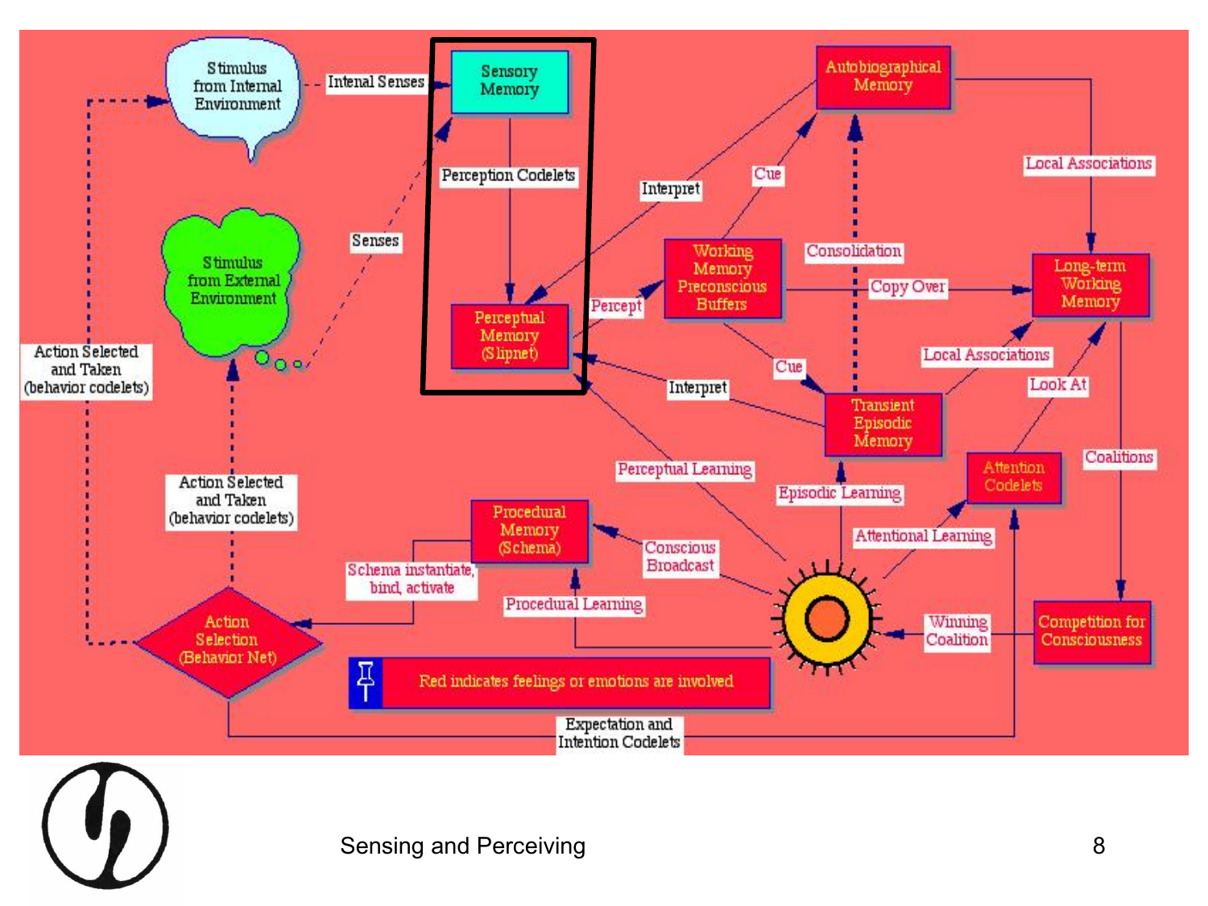Stimulus from Internal Environment

Intenal Senses

Sensory Memory

Perception Codelets

Stimulus from External Environment

Senses

Perceptual Memory (Slipnet)

Autobiographical Memory

Interpret

Cue

Local Associations

Working Memory Preconscious Buffers

Percept

Consolidation

Copy Over

Long-term Working Memory

Cue

Local Associations

Interpret

Transient Episodic Memory

Look At

Action Selected and Taken (behavior codelets)

Action Selected and Taken (behavior codelets)

Perceptual Learning

Episodic Learning

Attention Codelets

Coalitions

Procedural Memory (Schema)

Attentional Learning

Conscious Broadcast

Schema instantiate, bind, activate

Procedural Learning

Action Selection (Behavior Net)

Winning Coalition

Competition for Consciousness

Red indicates feelings or emotions are involved

Expectation and Intention Codelets

Sensing and Perceiving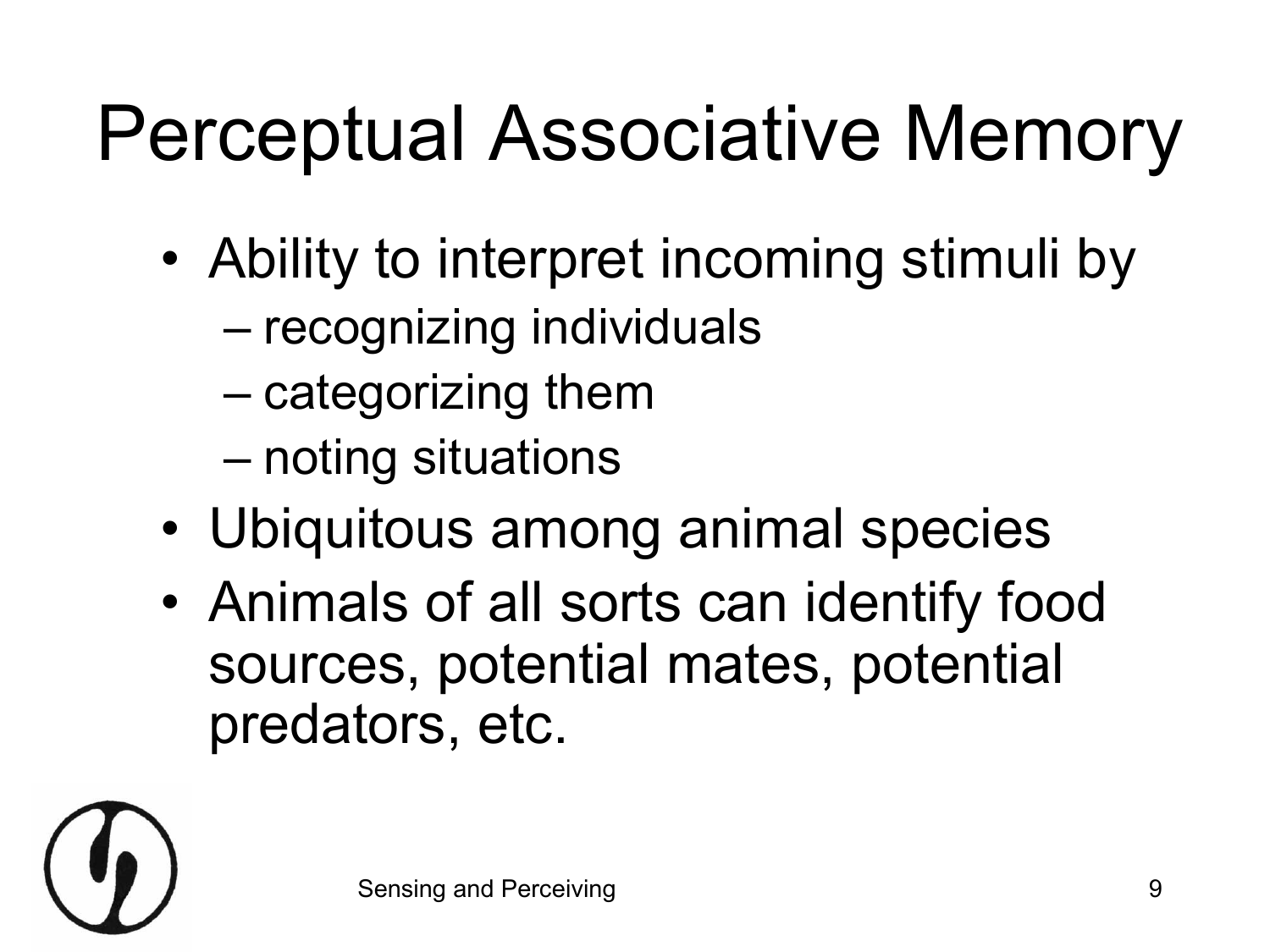# Perceptual Associative Memory

- Ability to interpret incoming stimuli by
  - recognizing individuals
  - categorizing them
  - noting situations
- Ubiquitous among animal species
- Animals of all sorts can identify food sources, potential mates, potential predators, etc.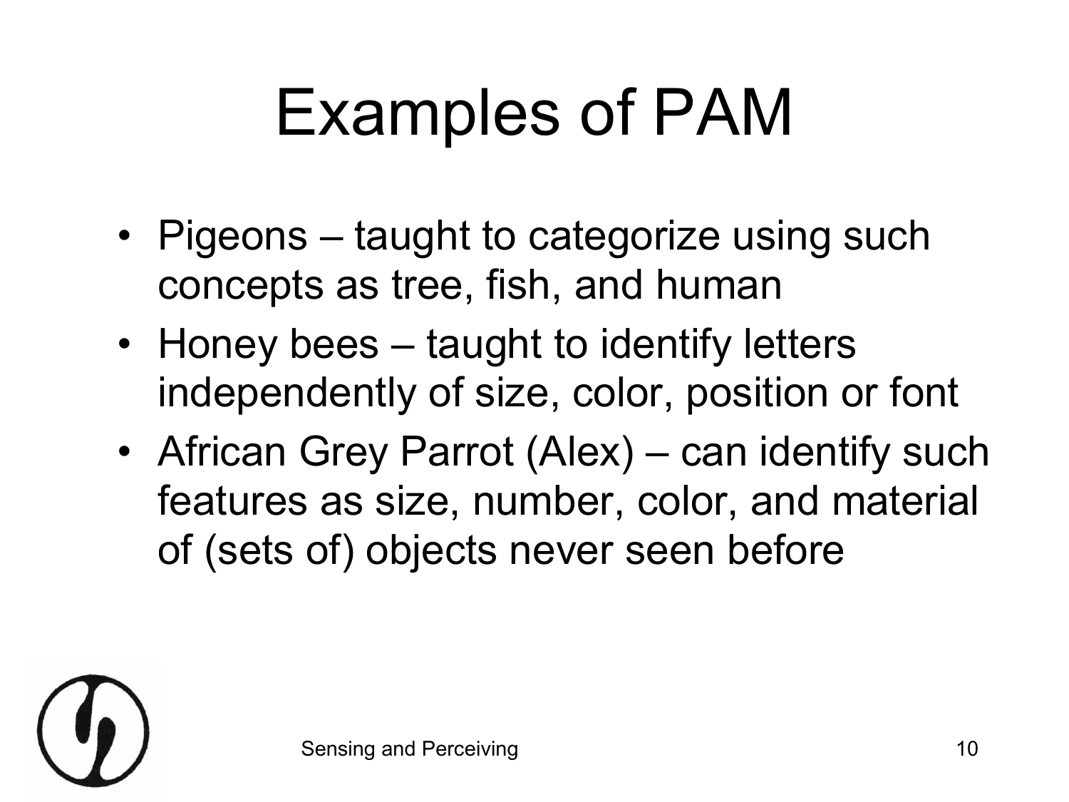# Examples of PAM

- Pigeons – taught to categorize using such concepts as tree, fish, and human
- Honey bees – taught to identify letters independently of size, color, position or font
- African Grey Parrot (Alex) – can identify such features as size, number, color, and material of (sets of) objects never seen before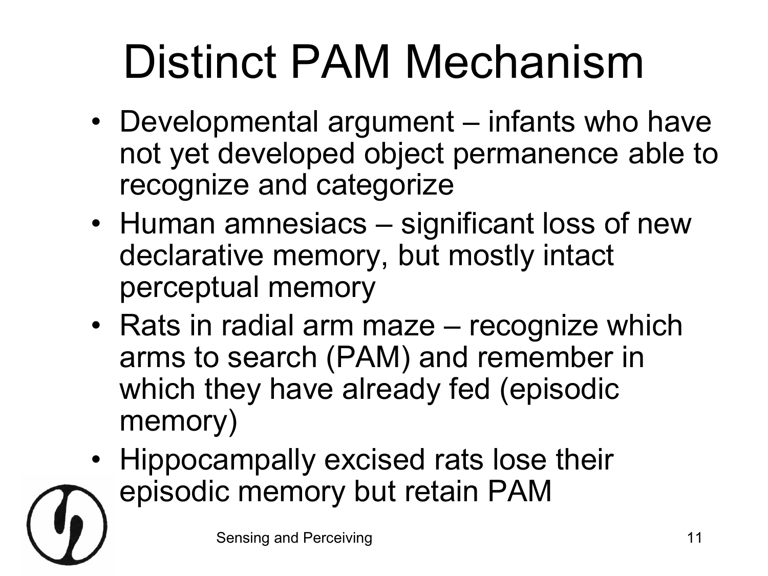# Distinct PAM Mechanism

- Developmental argument – infants who have not yet developed object permanence able to recognize and categorize
- Human amnesiacs – significant loss of new declarative memory, but mostly intact perceptual memory
- Rats in radial arm maze – recognize which arms to search (PAM) and remember in which they have already fed (episodic memory)
- Hippocampally excised rats lose their episodic memory but retain PAM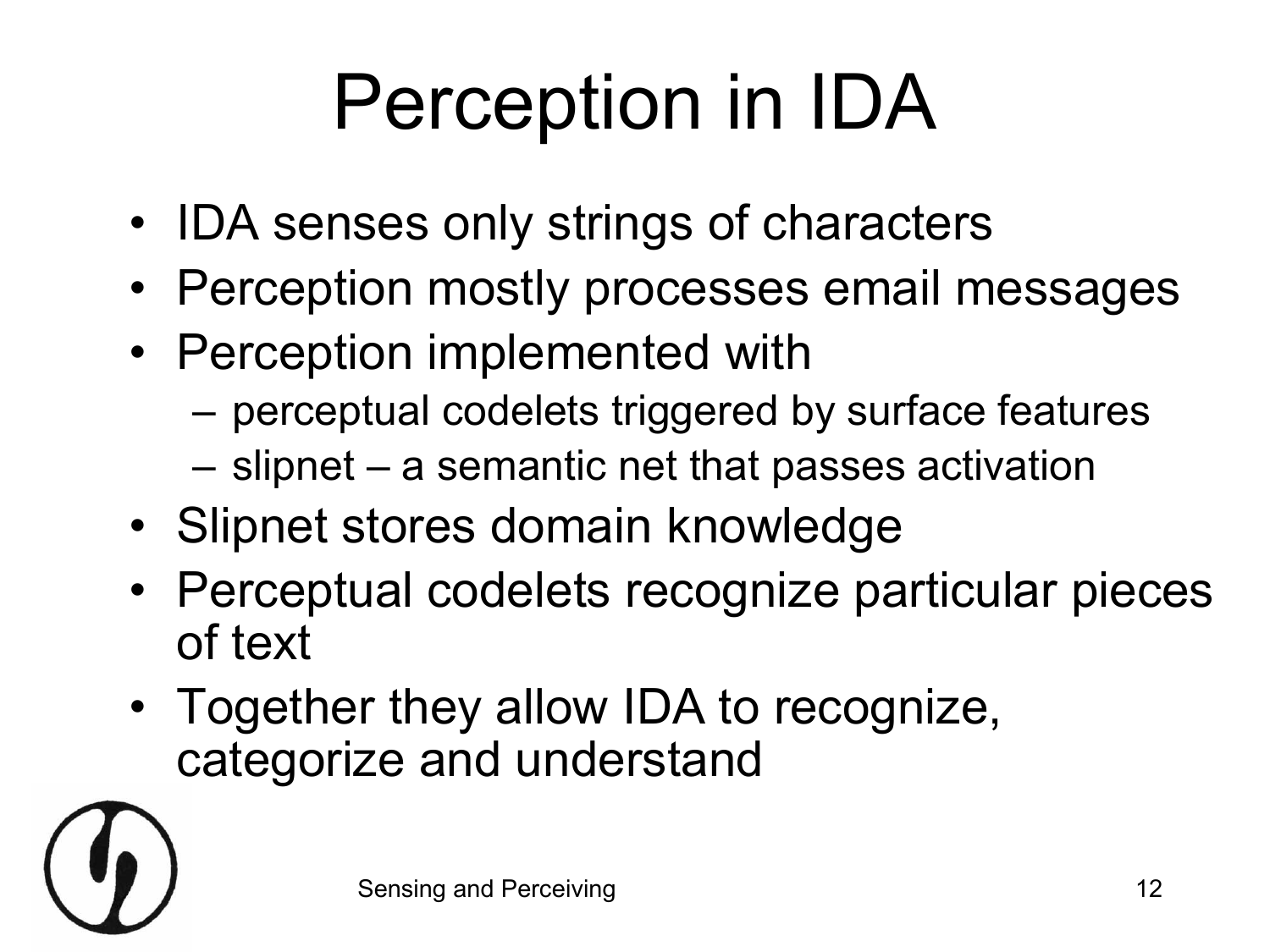# Perception in IDA

- IDA senses only strings of characters
- Perception mostly processes email messages
- Perception implemented with
  - perceptual codelets triggered by surface features
  - slipnet – a semantic net that passes activation
- Slipnet stores domain knowledge
- Perceptual codelets recognize particular pieces of text
- Together they allow IDA to recognize, categorize and understand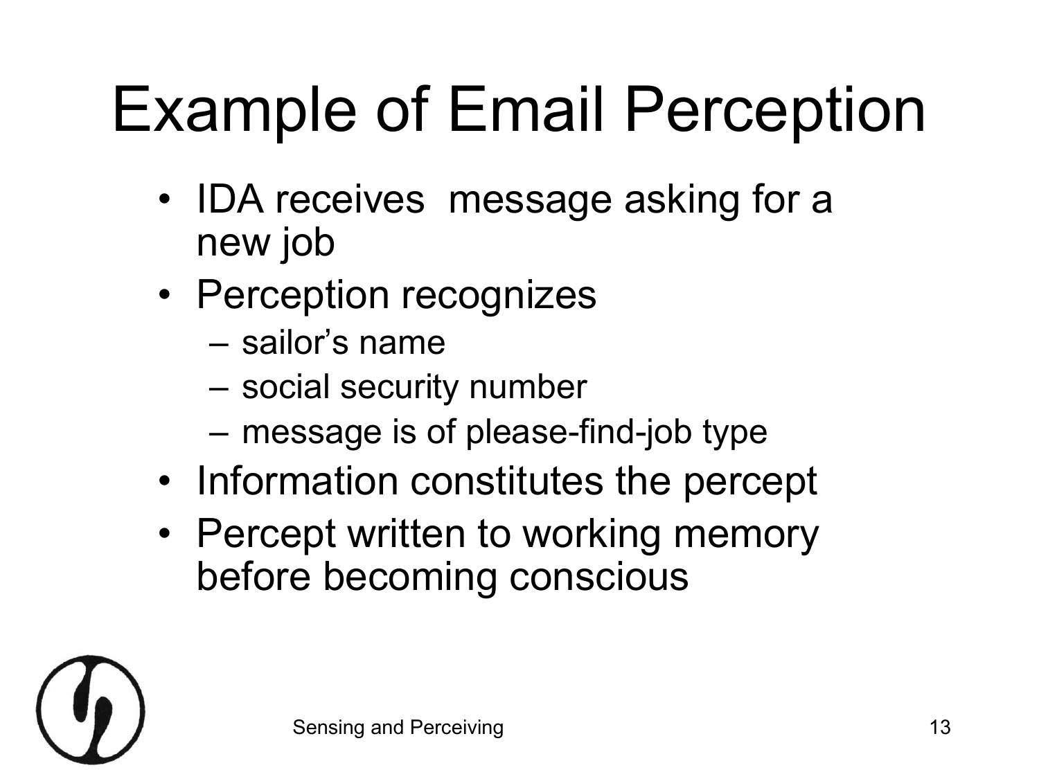# Example of Email Perception

- IDA receives message asking for a new job
- Perception recognizes
  - sailor's name
  - social security number
  - message is of please-find-job type
- Information constitutes the percept
- Percept written to working memory before becoming conscious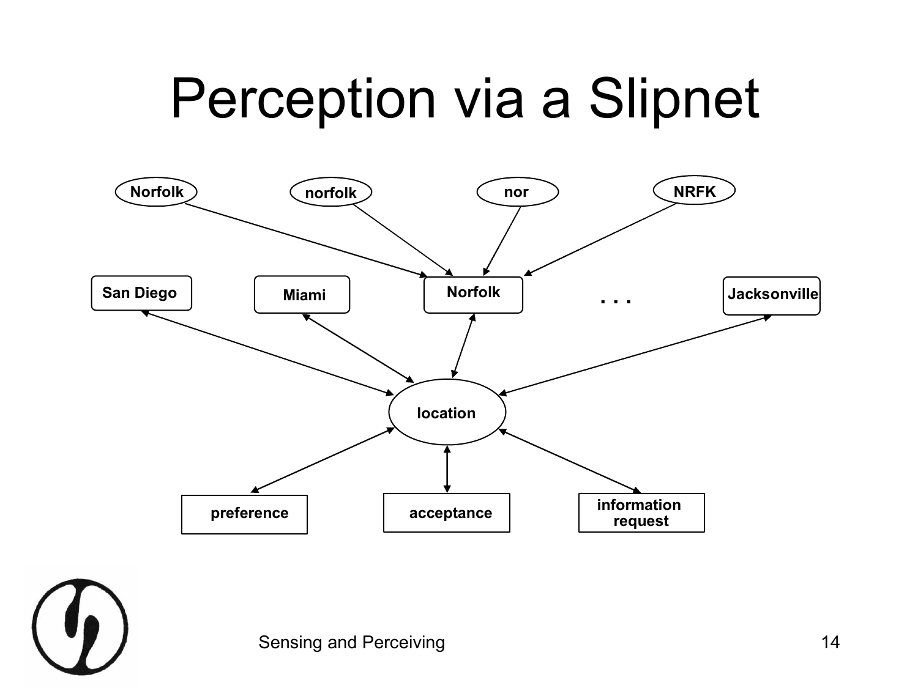# Perception via a Slipnet

Norfolk

norfolk

nor

NRFK

San Diego

Miami

Norfolk

. . .

Jacksonville

location

preference

acceptance

information request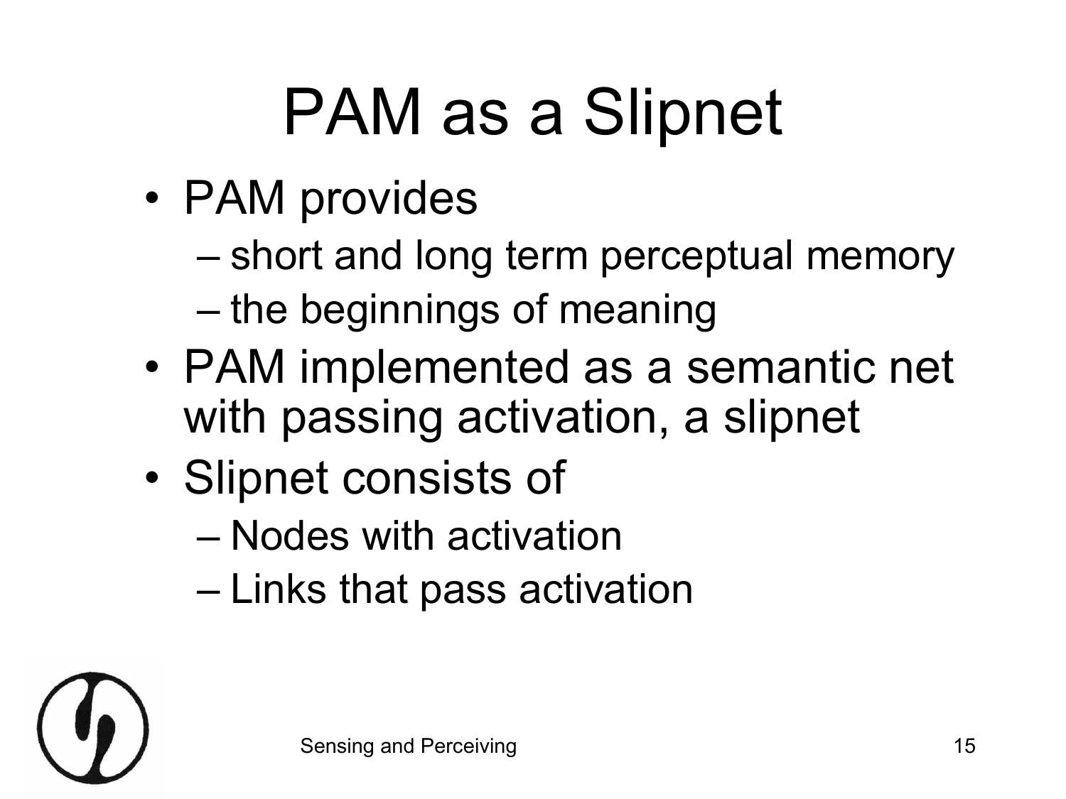# PAM as a Slipnet

- PAM provides
  - short and long term perceptual memory
  - the beginnings of meaning
- PAM implemented as a semantic net with passing activation, a slipnet
- Slipnet consists of
  - Nodes with activation
  - Links that pass activation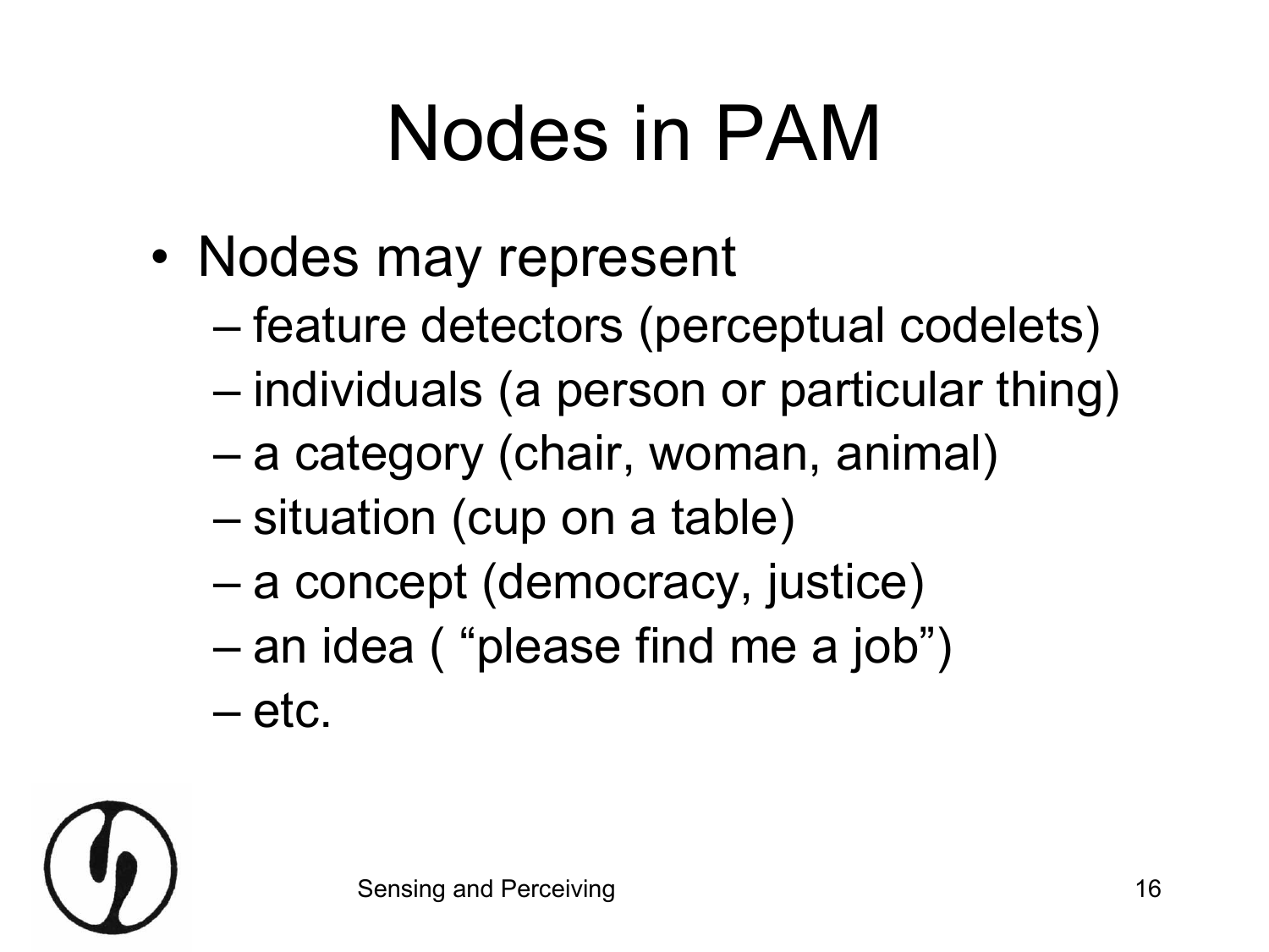# Nodes in PAM

- Nodes may represent
  - feature detectors (perceptual codelets)
  - individuals (a person or particular thing)
  - a category (chair, woman, animal)
  - situation (cup on a table)
  - a concept (democracy, justice)
  - an idea ( “please find me a job”)
  - etc.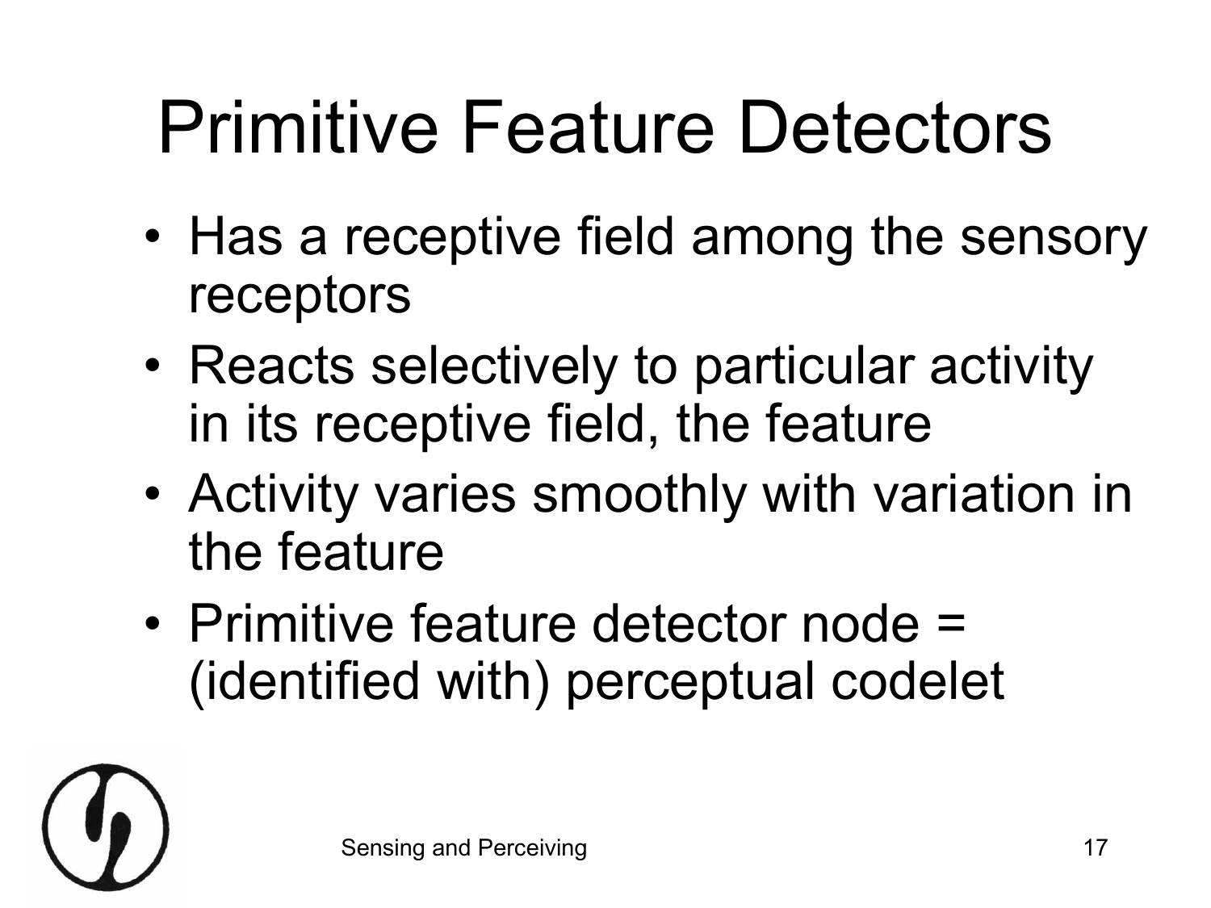# Primitive Feature Detectors

- Has a receptive field among the sensory receptors
- Reacts selectively to particular activity in its receptive field, the feature
- Activity varies smoothly with variation in the feature
- Primitive feature detector node = (identified with) perceptual codelet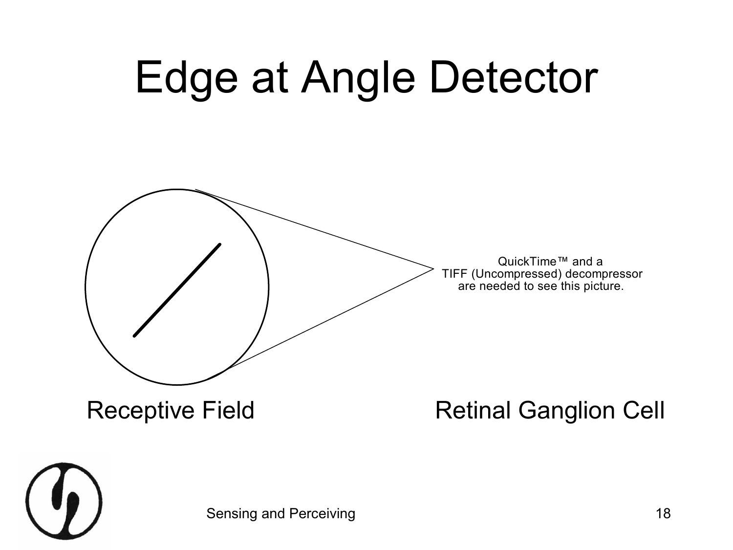# Edge at Angle Detector

QuickTime™ and a
TIFF (Uncompressed) decompressor
are needed to see this picture.

Receptive Field

Retinal Ganglion Cell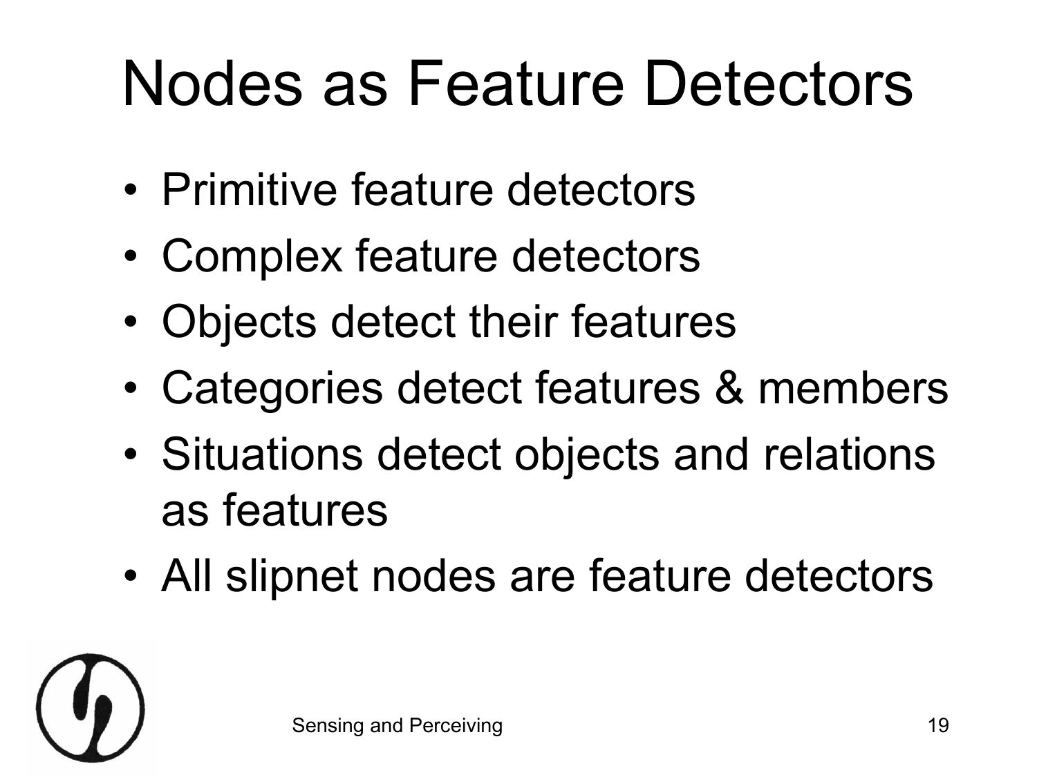# Nodes as Feature Detectors

- Primitive feature detectors
- Complex feature detectors
- Objects detect their features
- Categories detect features & members
- Situations detect objects and relations as features
- All slipnet nodes are feature detectors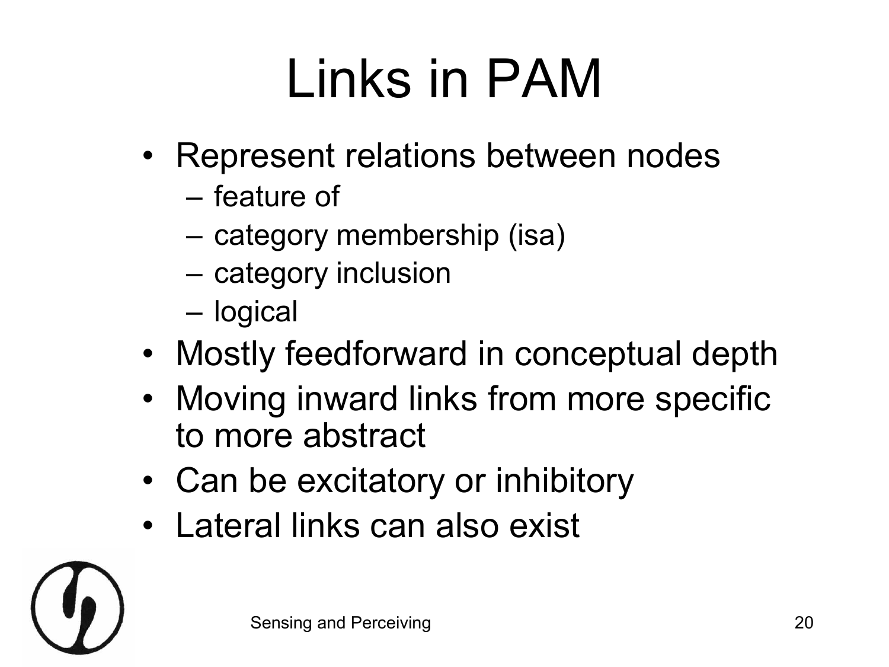# Links in PAM

- Represent relations between nodes
  - feature of
  - category membership (isa)
  - category inclusion
  - logical
- Mostly feedforward in conceptual depth
- Moving inward links from more specific to more abstract
- Can be excitatory or inhibitory
- Lateral links can also exist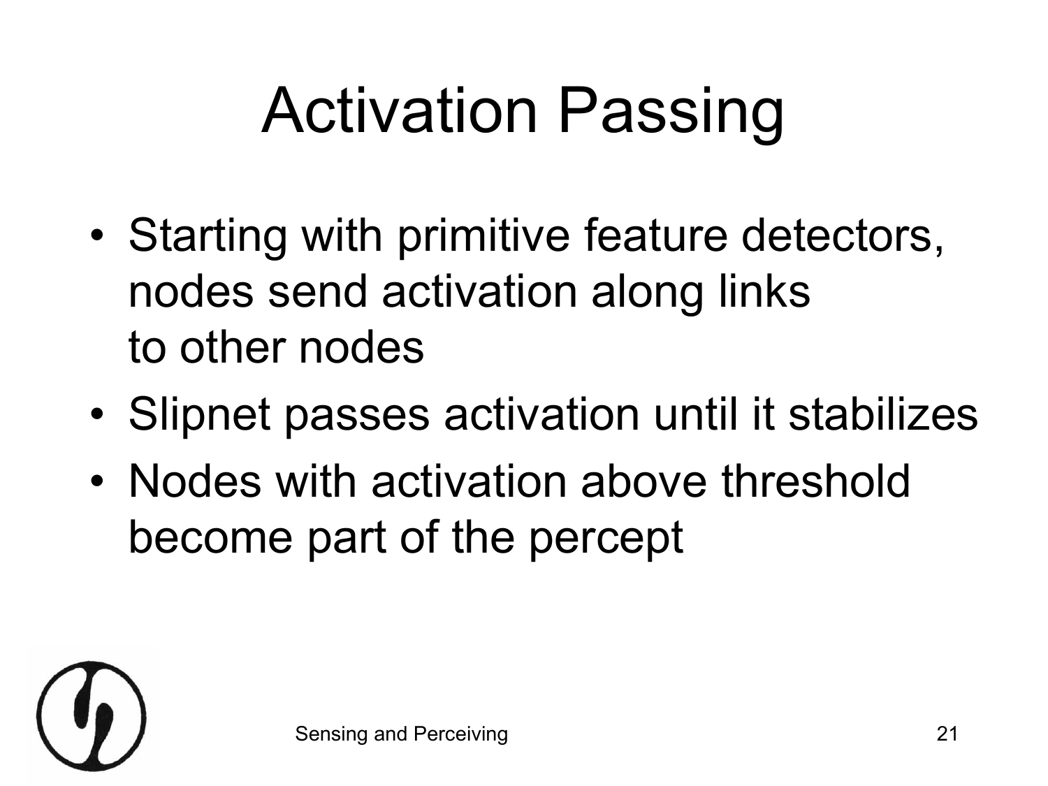# Activation Passing

- Starting with primitive feature detectors, nodes send activation along links to other nodes
- Slipnet passes activation until it stabilizes
- Nodes with activation above threshold become part of the percept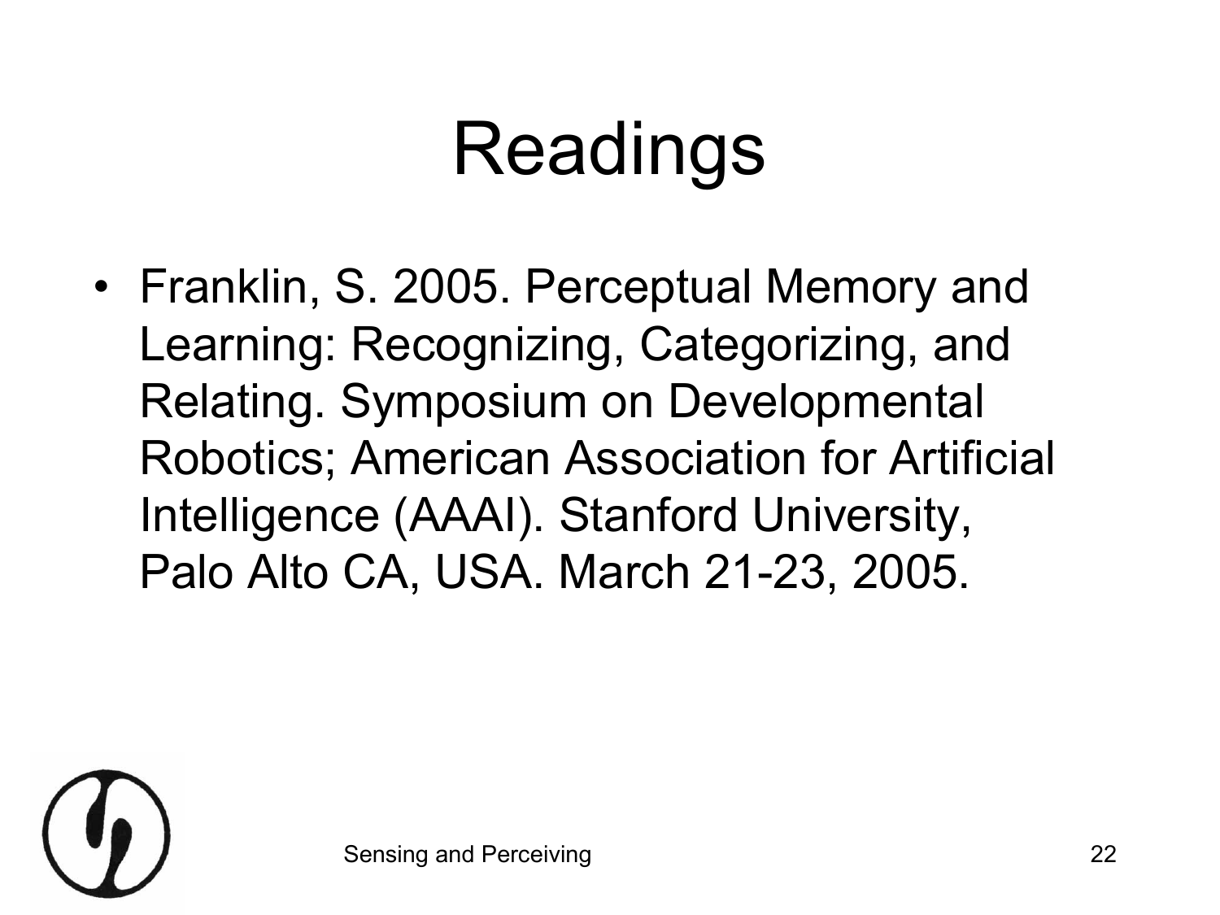# Readings

- Franklin, S. 2005. Perceptual Memory and Learning: Recognizing, Categorizing, and Relating. Symposium on Developmental Robotics; American Association for Artificial Intelligence (AAAI). Stanford University, Palo Alto CA, USA. March 21-23, 2005.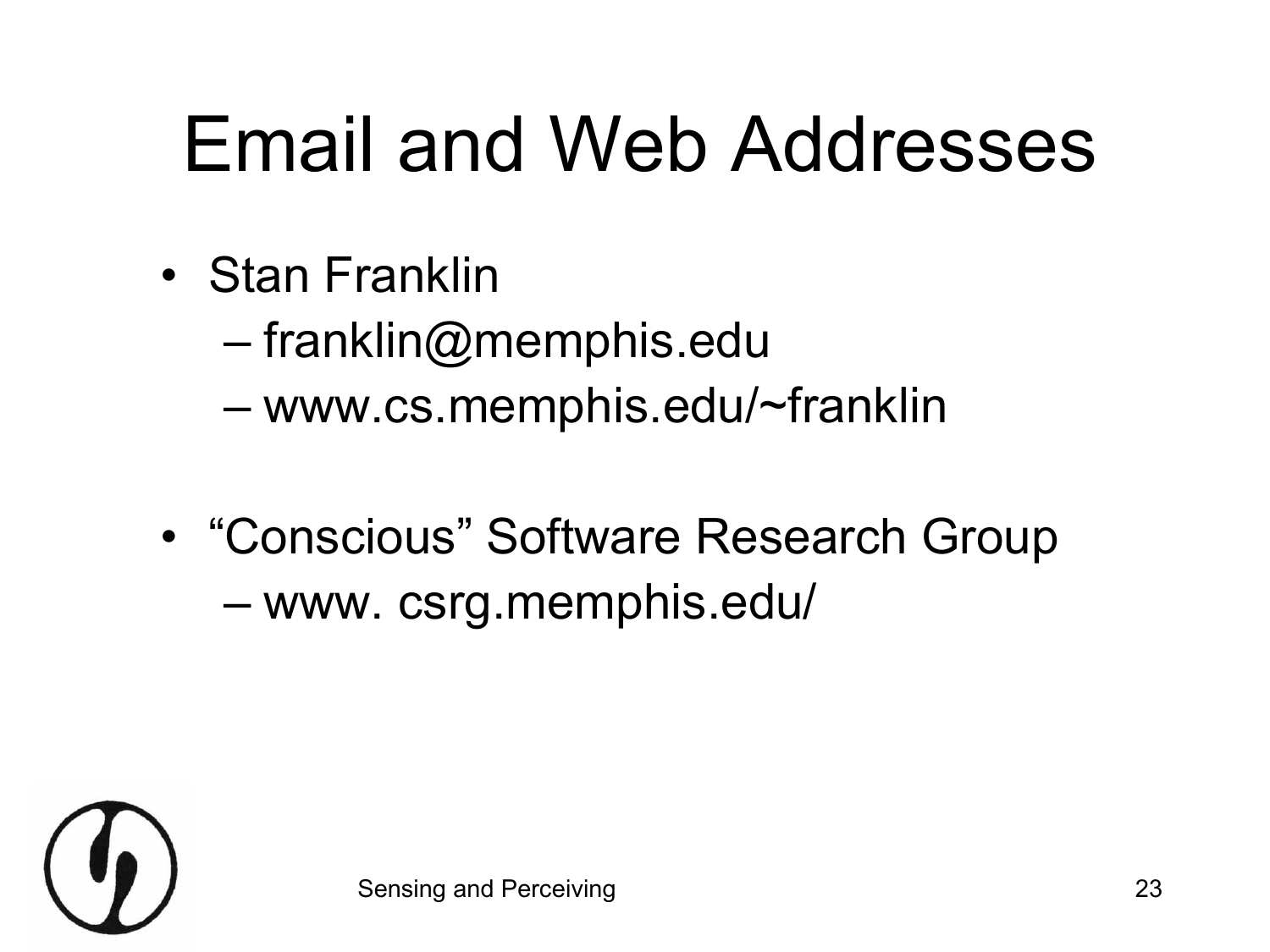# Email and Web Addresses

- Stan Franklin
  - franklin@memphis.edu
  - www.cs.memphis.edu/~franklin
- "Conscious" Software Research Group
  - www. csrg.memphis.edu/